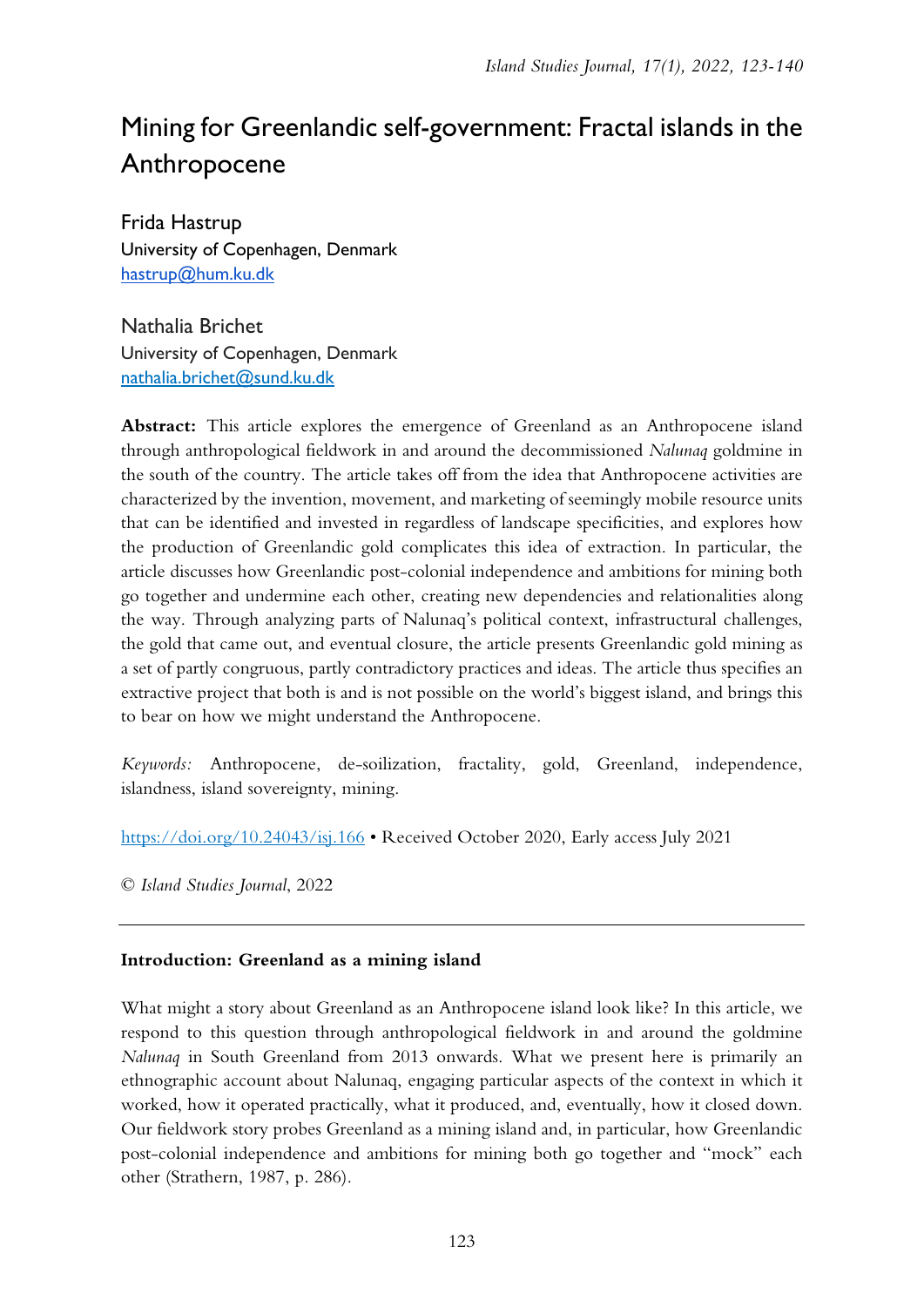# Mining for Greenlandic self-government: Fractal islands in the Anthropocene

Frida Hastrup
University of Copenhagen, Denmark
hastrup@hum.ku.dk

Nathalia Brichet
University of Copenhagen, Denmark
nathalia.brichet@sund.ku.dk

**Abstract:** This article explores the emergence of Greenland as an Anthropocene island through anthropological fieldwork in and around the decommissioned *Nalunaq* goldmine in the south of the country. The article takes off from the idea that Anthropocene activities are characterized by the invention, movement, and marketing of seemingly mobile resource units that can be identified and invested in regardless of landscape specificities, and explores how the production of Greenlandic gold complicates this idea of extraction. In particular, the article discusses how Greenlandic post-colonial independence and ambitions for mining both go together and undermine each other, creating new dependencies and relationalities along the way. Through analyzing parts of Nalunaq's political context, infrastructural challenges, the gold that came out, and eventual closure, the article presents Greenlandic gold mining as a set of partly congruous, partly contradictory practices and ideas. The article thus specifies an extractive project that both is and is not possible on the world's biggest island, and brings this to bear on how we might understand the Anthropocene.

*Keywords:* Anthropocene, de-soilization, fractality, gold, Greenland, independence, islandness, island sovereignty, mining.

https://doi.org/10.24043/isj.166 • Received October 2020, Early access July 2021

© *Island Studies Journal*, 2022

---

### Introduction: Greenland as a mining island

What might a story about Greenland as an Anthropocene island look like? In this article, we respond to this question through anthropological fieldwork in and around the goldmine *Nalunaq* in South Greenland from 2013 onwards. What we present here is primarily an ethnographic account about Nalunaq, engaging particular aspects of the context in which it worked, how it operated practically, what it produced, and, eventually, how it closed down. Our fieldwork story probes Greenland as a mining island and, in particular, how Greenlandic post-colonial independence and ambitions for mining both go together and "mock" each other (Strathern, 1987, p. 286).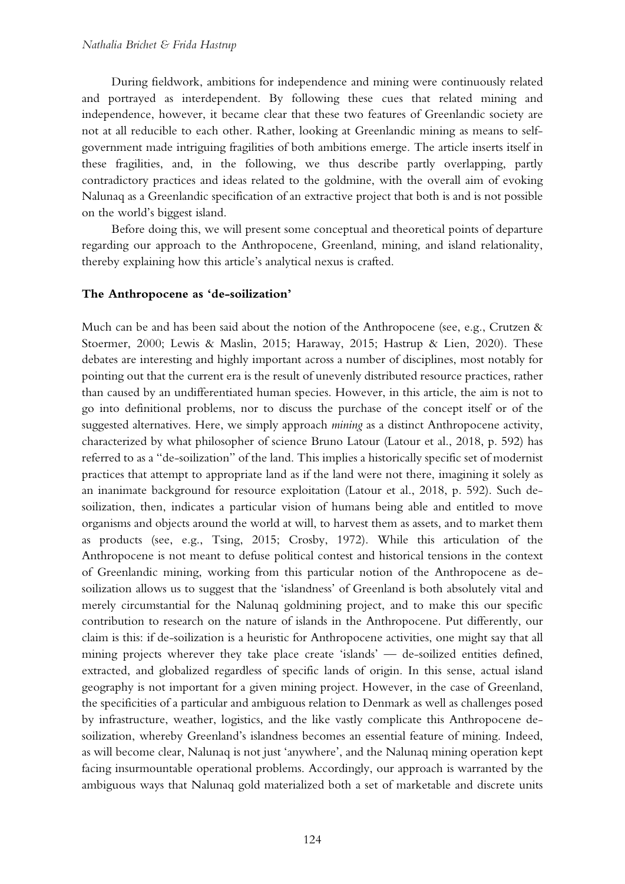During fieldwork, ambitions for independence and mining were continuously related and portrayed as interdependent. By following these cues that related mining and independence, however, it became clear that these two features of Greenlandic society are not at all reducible to each other. Rather, looking at Greenlandic mining as means to self-government made intriguing fragilities of both ambitions emerge. The article inserts itself in these fragilities, and, in the following, we thus describe partly overlapping, partly contradictory practices and ideas related to the goldmine, with the overall aim of evoking Nalunaq as a Greenlandic specification of an extractive project that both is and is not possible on the world's biggest island.

Before doing this, we will present some conceptual and theoretical points of departure regarding our approach to the Anthropocene, Greenland, mining, and island relationality, thereby explaining how this article's analytical nexus is crafted.

## The Anthropocene as 'de-soilization'

Much can be and has been said about the notion of the Anthropocene (see, e.g., Crutzen & Stoermer, 2000; Lewis & Maslin, 2015; Haraway, 2015; Hastrup & Lien, 2020). These debates are interesting and highly important across a number of disciplines, most notably for pointing out that the current era is the result of unevenly distributed resource practices, rather than caused by an undifferentiated human species. However, in this article, the aim is not to go into definitional problems, nor to discuss the purchase of the concept itself or of the suggested alternatives. Here, we simply approach *mining* as a distinct Anthropocene activity, characterized by what philosopher of science Bruno Latour (Latour et al., 2018, p. 592) has referred to as a "de-soilization" of the land. This implies a historically specific set of modernist practices that attempt to appropriate land as if the land were not there, imagining it solely as an inanimate background for resource exploitation (Latour et al., 2018, p. 592). Such de-soilization, then, indicates a particular vision of humans being able and entitled to move organisms and objects around the world at will, to harvest them as assets, and to market them as products (see, e.g., Tsing, 2015; Crosby, 1972). While this articulation of the Anthropocene is not meant to defuse political contest and historical tensions in the context of Greenlandic mining, working from this particular notion of the Anthropocene as de-soilization allows us to suggest that the 'islandness' of Greenland is both absolutely vital and merely circumstantial for the Nalunaq goldmining project, and to make this our specific contribution to research on the nature of islands in the Anthropocene. Put differently, our claim is this: if de-soilization is a heuristic for Anthropocene activities, one might say that all mining projects wherever they take place create 'islands' — de-soilized entities defined, extracted, and globalized regardless of specific lands of origin. In this sense, actual island geography is not important for a given mining project. However, in the case of Greenland, the specificities of a particular and ambiguous relation to Denmark as well as challenges posed by infrastructure, weather, logistics, and the like vastly complicate this Anthropocene de-soilization, whereby Greenland's islandness becomes an essential feature of mining. Indeed, as will become clear, Nalunaq is not just 'anywhere', and the Nalunaq mining operation kept facing insurmountable operational problems. Accordingly, our approach is warranted by the ambiguous ways that Nalunaq gold materialized both a set of marketable and discrete units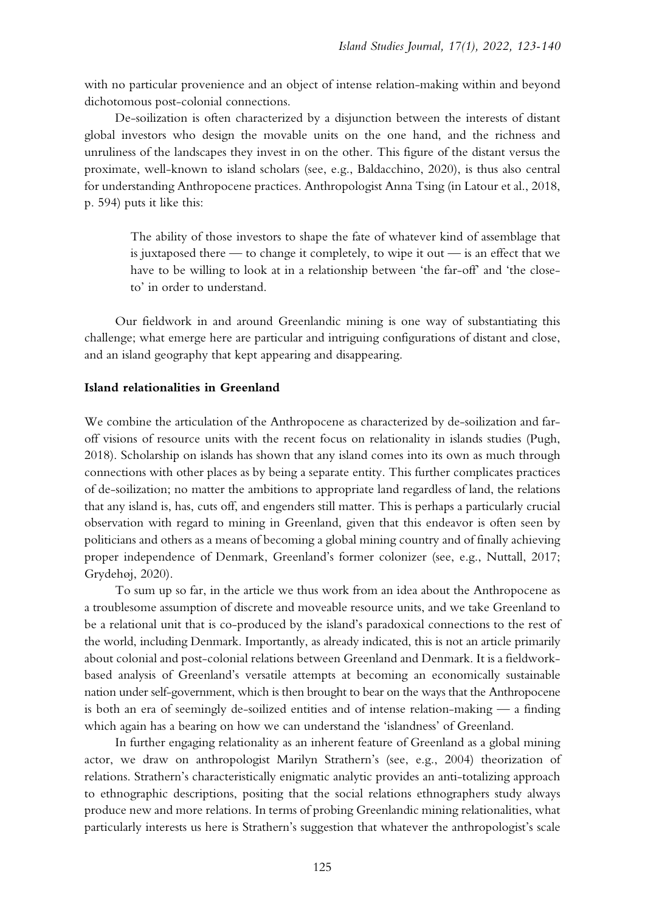with no particular provenience and an object of intense relation-making within and beyond dichotomous post-colonial connections.

De-soilization is often characterized by a disjunction between the interests of distant global investors who design the movable units on the one hand, and the richness and unruliness of the landscapes they invest in on the other. This figure of the distant versus the proximate, well-known to island scholars (see, e.g., Baldacchino, 2020), is thus also central for understanding Anthropocene practices. Anthropologist Anna Tsing (in Latour et al., 2018, p. 594) puts it like this:

> The ability of those investors to shape the fate of whatever kind of assemblage that is juxtaposed there — to change it completely, to wipe it out — is an effect that we have to be willing to look at in a relationship between 'the far-off' and 'the close-to' in order to understand.

Our fieldwork in and around Greenlandic mining is one way of substantiating this challenge; what emerge here are particular and intriguing configurations of distant and close, and an island geography that kept appearing and disappearing.

## Island relationalities in Greenland

We combine the articulation of the Anthropocene as characterized by de-soilization and far-off visions of resource units with the recent focus on relationality in islands studies (Pugh, 2018). Scholarship on islands has shown that any island comes into its own as much through connections with other places as by being a separate entity. This further complicates practices of de-soilization; no matter the ambitions to appropriate land regardless of land, the relations that any island is, has, cuts off, and engenders still matter. This is perhaps a particularly crucial observation with regard to mining in Greenland, given that this endeavor is often seen by politicians and others as a means of becoming a global mining country and of finally achieving proper independence of Denmark, Greenland's former colonizer (see, e.g., Nuttall, 2017; Grydehøj, 2020).

To sum up so far, in the article we thus work from an idea about the Anthropocene as a troublesome assumption of discrete and moveable resource units, and we take Greenland to be a relational unit that is co-produced by the island's paradoxical connections to the rest of the world, including Denmark. Importantly, as already indicated, this is not an article primarily about colonial and post-colonial relations between Greenland and Denmark. It is a fieldwork-based analysis of Greenland's versatile attempts at becoming an economically sustainable nation under self-government, which is then brought to bear on the ways that the Anthropocene is both an era of seemingly de-soilized entities and of intense relation-making — a finding which again has a bearing on how we can understand the 'islandness' of Greenland.

In further engaging relationality as an inherent feature of Greenland as a global mining actor, we draw on anthropologist Marilyn Strathern's (see, e.g., 2004) theorization of relations. Strathern's characteristically enigmatic analytic provides an anti-totalizing approach to ethnographic descriptions, positing that the social relations ethnographers study always produce new and more relations. In terms of probing Greenlandic mining relationalities, what particularly interests us here is Strathern's suggestion that whatever the anthropologist's scale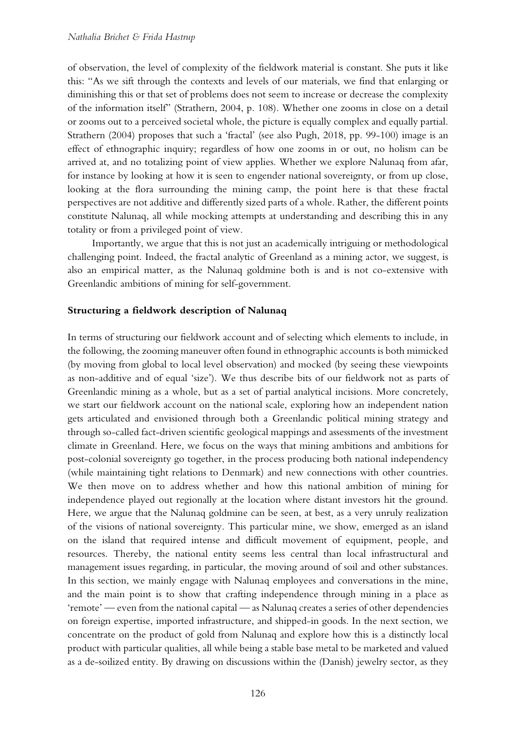of observation, the level of complexity of the fieldwork material is constant. She puts it like this: "As we sift through the contexts and levels of our materials, we find that enlarging or diminishing this or that set of problems does not seem to increase or decrease the complexity of the information itself" (Strathern, 2004, p. 108). Whether one zooms in close on a detail or zooms out to a perceived societal whole, the picture is equally complex and equally partial. Strathern (2004) proposes that such a 'fractal' (see also Pugh, 2018, pp. 99-100) image is an effect of ethnographic inquiry; regardless of how one zooms in or out, no holism can be arrived at, and no totalizing point of view applies. Whether we explore Nalunaq from afar, for instance by looking at how it is seen to engender national sovereignty, or from up close, looking at the flora surrounding the mining camp, the point here is that these fractal perspectives are not additive and differently sized parts of a whole. Rather, the different points constitute Nalunaq, all while mocking attempts at understanding and describing this in any totality or from a privileged point of view.

Importantly, we argue that this is not just an academically intriguing or methodological challenging point. Indeed, the fractal analytic of Greenland as a mining actor, we suggest, is also an empirical matter, as the Nalunaq goldmine both is and is not co-extensive with Greenlandic ambitions of mining for self-government.

## Structuring a fieldwork description of Nalunaq

In terms of structuring our fieldwork account and of selecting which elements to include, in the following, the zooming maneuver often found in ethnographic accounts is both mimicked (by moving from global to local level observation) and mocked (by seeing these viewpoints as non-additive and of equal 'size'). We thus describe bits of our fieldwork not as parts of Greenlandic mining as a whole, but as a set of partial analytical incisions. More concretely, we start our fieldwork account on the national scale, exploring how an independent nation gets articulated and envisioned through both a Greenlandic political mining strategy and through so-called fact-driven scientific geological mappings and assessments of the investment climate in Greenland. Here, we focus on the ways that mining ambitions and ambitions for post-colonial sovereignty go together, in the process producing both national independency (while maintaining tight relations to Denmark) and new connections with other countries. We then move on to address whether and how this national ambition of mining for independence played out regionally at the location where distant investors hit the ground. Here, we argue that the Nalunaq goldmine can be seen, at best, as a very unruly realization of the visions of national sovereignty. This particular mine, we show, emerged as an island on the island that required intense and difficult movement of equipment, people, and resources. Thereby, the national entity seems less central than local infrastructural and management issues regarding, in particular, the moving around of soil and other substances. In this section, we mainly engage with Nalunaq employees and conversations in the mine, and the main point is to show that crafting independence through mining in a place as 'remote' — even from the national capital — as Nalunaq creates a series of other dependencies on foreign expertise, imported infrastructure, and shipped-in goods. In the next section, we concentrate on the product of gold from Nalunaq and explore how this is a distinctly local product with particular qualities, all while being a stable base metal to be marketed and valued as a de-soilized entity. By drawing on discussions within the (Danish) jewelry sector, as they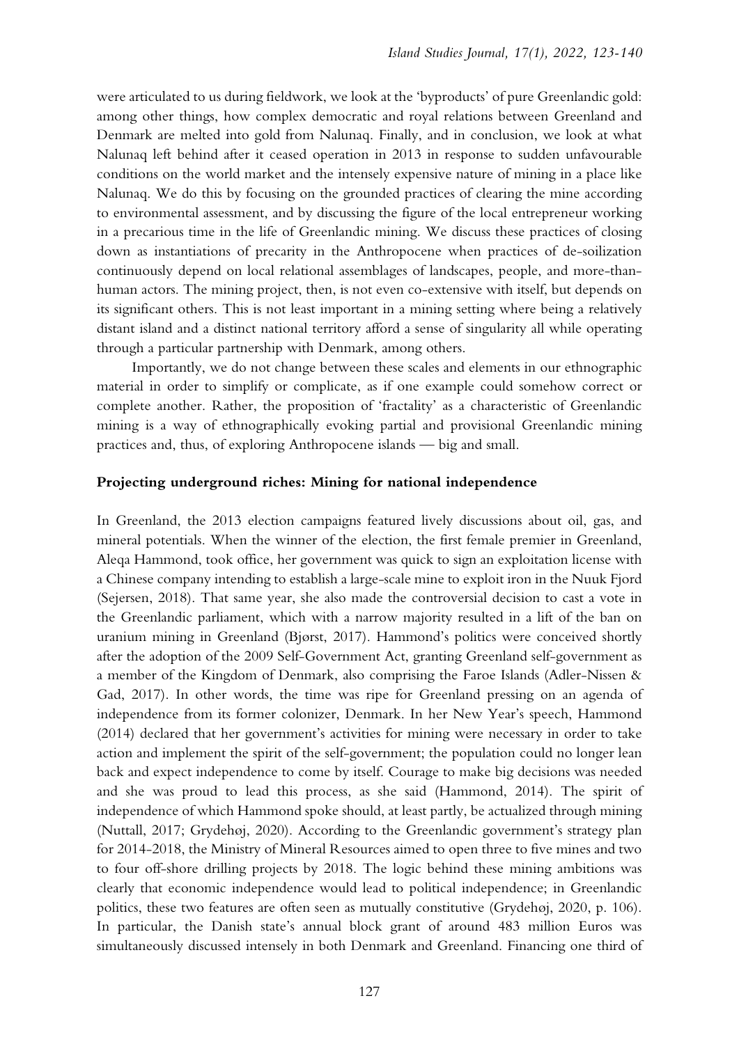were articulated to us during fieldwork, we look at the 'byproducts' of pure Greenlandic gold: among other things, how complex democratic and royal relations between Greenland and Denmark are melted into gold from Nalunaq. Finally, and in conclusion, we look at what Nalunaq left behind after it ceased operation in 2013 in response to sudden unfavourable conditions on the world market and the intensely expensive nature of mining in a place like Nalunaq. We do this by focusing on the grounded practices of clearing the mine according to environmental assessment, and by discussing the figure of the local entrepreneur working in a precarious time in the life of Greenlandic mining. We discuss these practices of closing down as instantiations of precarity in the Anthropocene when practices of de-soilization continuously depend on local relational assemblages of landscapes, people, and more-than-human actors. The mining project, then, is not even co-extensive with itself, but depends on its significant others. This is not least important in a mining setting where being a relatively distant island and a distinct national territory afford a sense of singularity all while operating through a particular partnership with Denmark, among others.

Importantly, we do not change between these scales and elements in our ethnographic material in order to simplify or complicate, as if one example could somehow correct or complete another. Rather, the proposition of 'fractality' as a characteristic of Greenlandic mining is a way of ethnographically evoking partial and provisional Greenlandic mining practices and, thus, of exploring Anthropocene islands — big and small.

## Projecting underground riches: Mining for national independence

In Greenland, the 2013 election campaigns featured lively discussions about oil, gas, and mineral potentials. When the winner of the election, the first female premier in Greenland, Aleqa Hammond, took office, her government was quick to sign an exploitation license with a Chinese company intending to establish a large-scale mine to exploit iron in the Nuuk Fjord (Sejersen, 2018). That same year, she also made the controversial decision to cast a vote in the Greenlandic parliament, which with a narrow majority resulted in a lift of the ban on uranium mining in Greenland (Bjørst, 2017). Hammond's politics were conceived shortly after the adoption of the 2009 Self-Government Act, granting Greenland self-government as a member of the Kingdom of Denmark, also comprising the Faroe Islands (Adler-Nissen & Gad, 2017). In other words, the time was ripe for Greenland pressing on an agenda of independence from its former colonizer, Denmark. In her New Year's speech, Hammond (2014) declared that her government's activities for mining were necessary in order to take action and implement the spirit of the self-government; the population could no longer lean back and expect independence to come by itself. Courage to make big decisions was needed and she was proud to lead this process, as she said (Hammond, 2014). The spirit of independence of which Hammond spoke should, at least partly, be actualized through mining (Nuttall, 2017; Grydehøj, 2020). According to the Greenlandic government's strategy plan for 2014-2018, the Ministry of Mineral Resources aimed to open three to five mines and two to four off-shore drilling projects by 2018. The logic behind these mining ambitions was clearly that economic independence would lead to political independence; in Greenlandic politics, these two features are often seen as mutually constitutive (Grydehøj, 2020, p. 106). In particular, the Danish state's annual block grant of around 483 million Euros was simultaneously discussed intensely in both Denmark and Greenland. Financing one third of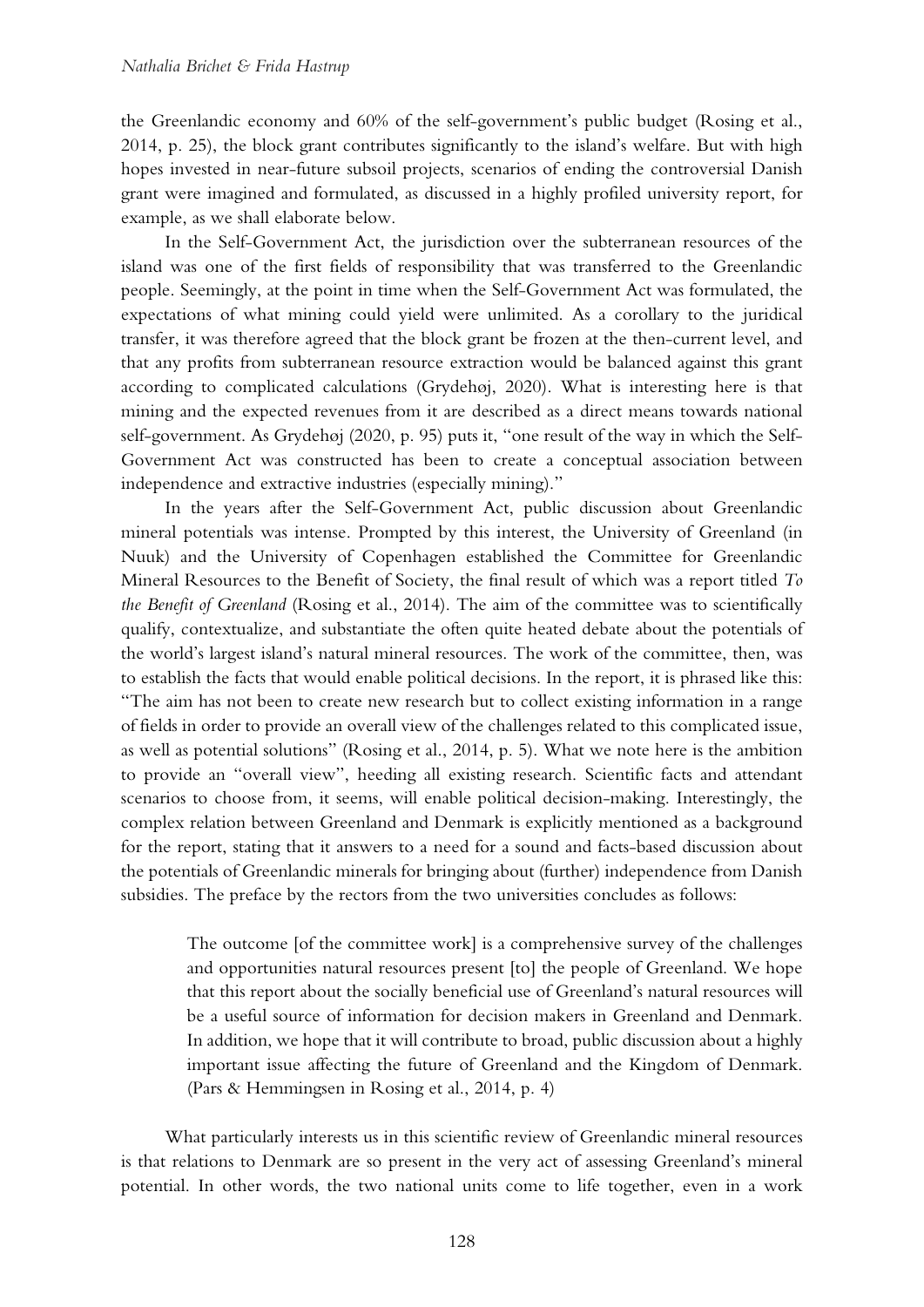the Greenlandic economy and 60% of the self-government's public budget (Rosing et al., 2014, p. 25), the block grant contributes significantly to the island's welfare. But with high hopes invested in near-future subsoil projects, scenarios of ending the controversial Danish grant were imagined and formulated, as discussed in a highly profiled university report, for example, as we shall elaborate below.

In the Self-Government Act, the jurisdiction over the subterranean resources of the island was one of the first fields of responsibility that was transferred to the Greenlandic people. Seemingly, at the point in time when the Self-Government Act was formulated, the expectations of what mining could yield were unlimited. As a corollary to the juridical transfer, it was therefore agreed that the block grant be frozen at the then-current level, and that any profits from subterranean resource extraction would be balanced against this grant according to complicated calculations (Grydehøj, 2020). What is interesting here is that mining and the expected revenues from it are described as a direct means towards national self-government. As Grydehøj (2020, p. 95) puts it, "one result of the way in which the Self-Government Act was constructed has been to create a conceptual association between independence and extractive industries (especially mining)."

In the years after the Self-Government Act, public discussion about Greenlandic mineral potentials was intense. Prompted by this interest, the University of Greenland (in Nuuk) and the University of Copenhagen established the Committee for Greenlandic Mineral Resources to the Benefit of Society, the final result of which was a report titled *To the Benefit of Greenland* (Rosing et al., 2014). The aim of the committee was to scientifically qualify, contextualize, and substantiate the often quite heated debate about the potentials of the world's largest island's natural mineral resources. The work of the committee, then, was to establish the facts that would enable political decisions. In the report, it is phrased like this: "The aim has not been to create new research but to collect existing information in a range of fields in order to provide an overall view of the challenges related to this complicated issue, as well as potential solutions" (Rosing et al., 2014, p. 5). What we note here is the ambition to provide an "overall view", heeding all existing research. Scientific facts and attendant scenarios to choose from, it seems, will enable political decision-making. Interestingly, the complex relation between Greenland and Denmark is explicitly mentioned as a background for the report, stating that it answers to a need for a sound and facts-based discussion about the potentials of Greenlandic minerals for bringing about (further) independence from Danish subsidies. The preface by the rectors from the two universities concludes as follows:

> The outcome [of the committee work] is a comprehensive survey of the challenges and opportunities natural resources present [to] the people of Greenland. We hope that this report about the socially beneficial use of Greenland's natural resources will be a useful source of information for decision makers in Greenland and Denmark. In addition, we hope that it will contribute to broad, public discussion about a highly important issue affecting the future of Greenland and the Kingdom of Denmark. (Pars & Hemmingsen in Rosing et al., 2014, p. 4)

What particularly interests us in this scientific review of Greenlandic mineral resources is that relations to Denmark are so present in the very act of assessing Greenland's mineral potential. In other words, the two national units come to life together, even in a work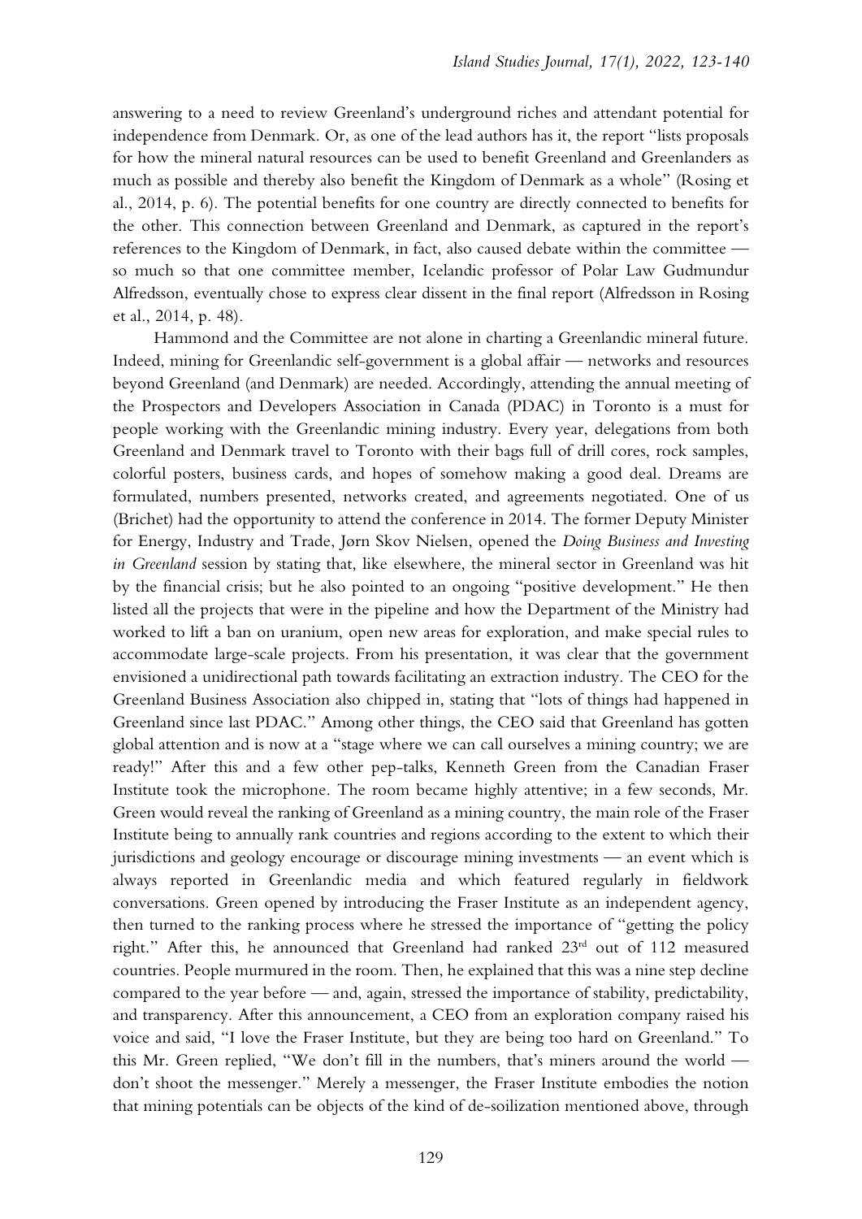answering to a need to review Greenland's underground riches and attendant potential for independence from Denmark. Or, as one of the lead authors has it, the report "lists proposals for how the mineral natural resources can be used to benefit Greenland and Greenlanders as much as possible and thereby also benefit the Kingdom of Denmark as a whole" (Rosing et al., 2014, p. 6). The potential benefits for one country are directly connected to benefits for the other. This connection between Greenland and Denmark, as captured in the report's references to the Kingdom of Denmark, in fact, also caused debate within the committee — so much so that one committee member, Icelandic professor of Polar Law Gudmundur Alfredsson, eventually chose to express clear dissent in the final report (Alfredsson in Rosing et al., 2014, p. 48).

Hammond and the Committee are not alone in charting a Greenlandic mineral future. Indeed, mining for Greenlandic self-government is a global affair — networks and resources beyond Greenland (and Denmark) are needed. Accordingly, attending the annual meeting of the Prospectors and Developers Association in Canada (PDAC) in Toronto is a must for people working with the Greenlandic mining industry. Every year, delegations from both Greenland and Denmark travel to Toronto with their bags full of drill cores, rock samples, colorful posters, business cards, and hopes of somehow making a good deal. Dreams are formulated, numbers presented, networks created, and agreements negotiated. One of us (Brichet) had the opportunity to attend the conference in 2014. The former Deputy Minister for Energy, Industry and Trade, Jørn Skov Nielsen, opened the *Doing Business and Investing in Greenland* session by stating that, like elsewhere, the mineral sector in Greenland was hit by the financial crisis; but he also pointed to an ongoing "positive development." He then listed all the projects that were in the pipeline and how the Department of the Ministry had worked to lift a ban on uranium, open new areas for exploration, and make special rules to accommodate large-scale projects. From his presentation, it was clear that the government envisioned a unidirectional path towards facilitating an extraction industry. The CEO for the Greenland Business Association also chipped in, stating that "lots of things had happened in Greenland since last PDAC." Among other things, the CEO said that Greenland has gotten global attention and is now at a "stage where we can call ourselves a mining country; we are ready!" After this and a few other pep-talks, Kenneth Green from the Canadian Fraser Institute took the microphone. The room became highly attentive; in a few seconds, Mr. Green would reveal the ranking of Greenland as a mining country, the main role of the Fraser Institute being to annually rank countries and regions according to the extent to which their jurisdictions and geology encourage or discourage mining investments — an event which is always reported in Greenlandic media and which featured regularly in fieldwork conversations. Green opened by introducing the Fraser Institute as an independent agency, then turned to the ranking process where he stressed the importance of "getting the policy right." After this, he announced that Greenland had ranked 23rd out of 112 measured countries. People murmured in the room. Then, he explained that this was a nine step decline compared to the year before — and, again, stressed the importance of stability, predictability, and transparency. After this announcement, a CEO from an exploration company raised his voice and said, "I love the Fraser Institute, but they are being too hard on Greenland." To this Mr. Green replied, "We don't fill in the numbers, that's miners around the world — don't shoot the messenger." Merely a messenger, the Fraser Institute embodies the notion that mining potentials can be objects of the kind of de-soilization mentioned above, through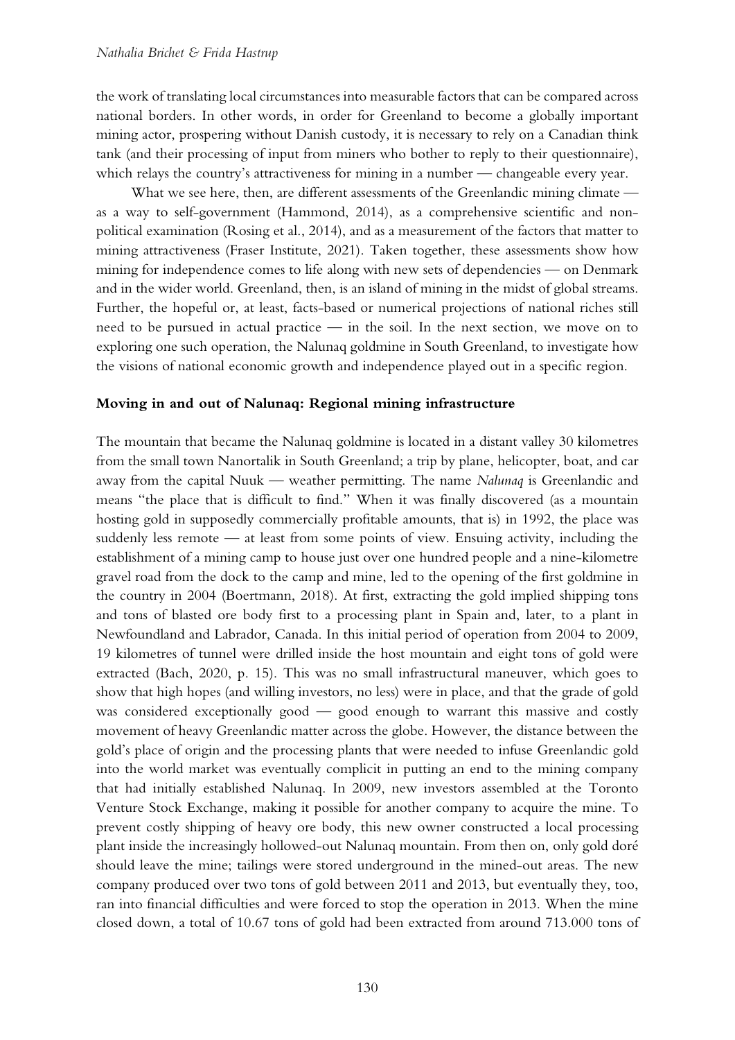the work of translating local circumstances into measurable factors that can be compared across national borders. In other words, in order for Greenland to become a globally important mining actor, prospering without Danish custody, it is necessary to rely on a Canadian think tank (and their processing of input from miners who bother to reply to their questionnaire), which relays the country's attractiveness for mining in a number — changeable every year.

What we see here, then, are different assessments of the Greenlandic mining climate — as a way to self-government (Hammond, 2014), as a comprehensive scientific and non-political examination (Rosing et al., 2014), and as a measurement of the factors that matter to mining attractiveness (Fraser Institute, 2021). Taken together, these assessments show how mining for independence comes to life along with new sets of dependencies — on Denmark and in the wider world. Greenland, then, is an island of mining in the midst of global streams. Further, the hopeful or, at least, facts-based or numerical projections of national riches still need to be pursued in actual practice — in the soil. In the next section, we move on to exploring one such operation, the Nalunaq goldmine in South Greenland, to investigate how the visions of national economic growth and independence played out in a specific region.

## Moving in and out of Nalunaq: Regional mining infrastructure

The mountain that became the Nalunaq goldmine is located in a distant valley 30 kilometres from the small town Nanortalik in South Greenland; a trip by plane, helicopter, boat, and car away from the capital Nuuk — weather permitting. The name *Nalunaq* is Greenlandic and means "the place that is difficult to find." When it was finally discovered (as a mountain hosting gold in supposedly commercially profitable amounts, that is) in 1992, the place was suddenly less remote — at least from some points of view. Ensuing activity, including the establishment of a mining camp to house just over one hundred people and a nine-kilometre gravel road from the dock to the camp and mine, led to the opening of the first goldmine in the country in 2004 (Boertmann, 2018). At first, extracting the gold implied shipping tons and tons of blasted ore body first to a processing plant in Spain and, later, to a plant in Newfoundland and Labrador, Canada. In this initial period of operation from 2004 to 2009, 19 kilometres of tunnel were drilled inside the host mountain and eight tons of gold were extracted (Bach, 2020, p. 15). This was no small infrastructural maneuver, which goes to show that high hopes (and willing investors, no less) were in place, and that the grade of gold was considered exceptionally good — good enough to warrant this massive and costly movement of heavy Greenlandic matter across the globe. However, the distance between the gold's place of origin and the processing plants that were needed to infuse Greenlandic gold into the world market was eventually complicit in putting an end to the mining company that had initially established Nalunaq. In 2009, new investors assembled at the Toronto Venture Stock Exchange, making it possible for another company to acquire the mine. To prevent costly shipping of heavy ore body, this new owner constructed a local processing plant inside the increasingly hollowed-out Nalunaq mountain. From then on, only gold doré should leave the mine; tailings were stored underground in the mined-out areas. The new company produced over two tons of gold between 2011 and 2013, but eventually they, too, ran into financial difficulties and were forced to stop the operation in 2013. When the mine closed down, a total of 10.67 tons of gold had been extracted from around 713.000 tons of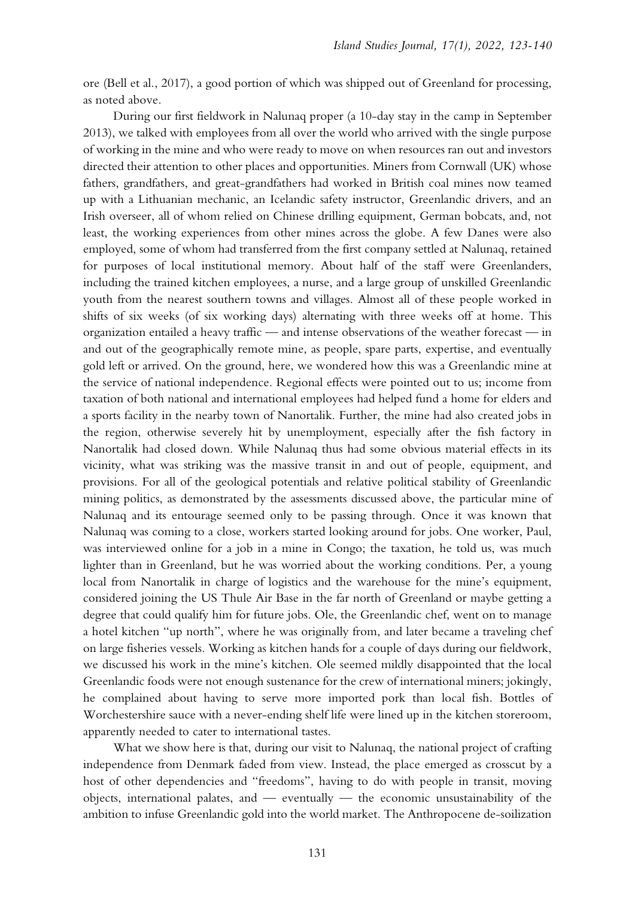ore (Bell et al., 2017), a good portion of which was shipped out of Greenland for processing, as noted above.

During our first fieldwork in Nalunaq proper (a 10-day stay in the camp in September 2013), we talked with employees from all over the world who arrived with the single purpose of working in the mine and who were ready to move on when resources ran out and investors directed their attention to other places and opportunities. Miners from Cornwall (UK) whose fathers, grandfathers, and great-grandfathers had worked in British coal mines now teamed up with a Lithuanian mechanic, an Icelandic safety instructor, Greenlandic drivers, and an Irish overseer, all of whom relied on Chinese drilling equipment, German bobcats, and, not least, the working experiences from other mines across the globe. A few Danes were also employed, some of whom had transferred from the first company settled at Nalunaq, retained for purposes of local institutional memory. About half of the staff were Greenlanders, including the trained kitchen employees, a nurse, and a large group of unskilled Greenlandic youth from the nearest southern towns and villages. Almost all of these people worked in shifts of six weeks (of six working days) alternating with three weeks off at home. This organization entailed a heavy traffic — and intense observations of the weather forecast — in and out of the geographically remote mine, as people, spare parts, expertise, and eventually gold left or arrived. On the ground, here, we wondered how this was a Greenlandic mine at the service of national independence. Regional effects were pointed out to us; income from taxation of both national and international employees had helped fund a home for elders and a sports facility in the nearby town of Nanortalik. Further, the mine had also created jobs in the region, otherwise severely hit by unemployment, especially after the fish factory in Nanortalik had closed down. While Nalunaq thus had some obvious material effects in its vicinity, what was striking was the massive transit in and out of people, equipment, and provisions. For all of the geological potentials and relative political stability of Greenlandic mining politics, as demonstrated by the assessments discussed above, the particular mine of Nalunaq and its entourage seemed only to be passing through. Once it was known that Nalunaq was coming to a close, workers started looking around for jobs. One worker, Paul, was interviewed online for a job in a mine in Congo; the taxation, he told us, was much lighter than in Greenland, but he was worried about the working conditions. Per, a young local from Nanortalik in charge of logistics and the warehouse for the mine's equipment, considered joining the US Thule Air Base in the far north of Greenland or maybe getting a degree that could qualify him for future jobs. Ole, the Greenlandic chef, went on to manage a hotel kitchen "up north", where he was originally from, and later became a traveling chef on large fisheries vessels. Working as kitchen hands for a couple of days during our fieldwork, we discussed his work in the mine's kitchen. Ole seemed mildly disappointed that the local Greenlandic foods were not enough sustenance for the crew of international miners; jokingly, he complained about having to serve more imported pork than local fish. Bottles of Worchestershire sauce with a never-ending shelf life were lined up in the kitchen storeroom, apparently needed to cater to international tastes.

What we show here is that, during our visit to Nalunaq, the national project of crafting independence from Denmark faded from view. Instead, the place emerged as crosscut by a host of other dependencies and "freedoms", having to do with people in transit, moving objects, international palates, and — eventually — the economic unsustainability of the ambition to infuse Greenlandic gold into the world market. The Anthropocene de-soilization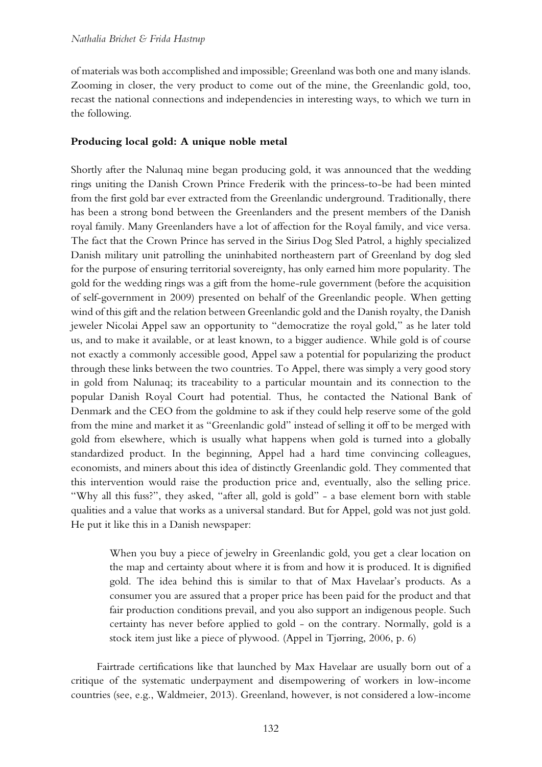of materials was both accomplished and impossible; Greenland was both one and many islands. Zooming in closer, the very product to come out of the mine, the Greenlandic gold, too, recast the national connections and independencies in interesting ways, to which we turn in the following.

## Producing local gold: A unique noble metal

Shortly after the Nalunaq mine began producing gold, it was announced that the wedding rings uniting the Danish Crown Prince Frederik with the princess-to-be had been minted from the first gold bar ever extracted from the Greenlandic underground. Traditionally, there has been a strong bond between the Greenlanders and the present members of the Danish royal family. Many Greenlanders have a lot of affection for the Royal family, and vice versa. The fact that the Crown Prince has served in the Sirius Dog Sled Patrol, a highly specialized Danish military unit patrolling the uninhabited northeastern part of Greenland by dog sled for the purpose of ensuring territorial sovereignty, has only earned him more popularity. The gold for the wedding rings was a gift from the home-rule government (before the acquisition of self-government in 2009) presented on behalf of the Greenlandic people. When getting wind of this gift and the relation between Greenlandic gold and the Danish royalty, the Danish jeweler Nicolai Appel saw an opportunity to "democratize the royal gold," as he later told us, and to make it available, or at least known, to a bigger audience. While gold is of course not exactly a commonly accessible good, Appel saw a potential for popularizing the product through these links between the two countries. To Appel, there was simply a very good story in gold from Nalunaq; its traceability to a particular mountain and its connection to the popular Danish Royal Court had potential. Thus, he contacted the National Bank of Denmark and the CEO from the goldmine to ask if they could help reserve some of the gold from the mine and market it as "Greenlandic gold" instead of selling it off to be merged with gold from elsewhere, which is usually what happens when gold is turned into a globally standardized product. In the beginning, Appel had a hard time convincing colleagues, economists, and miners about this idea of distinctly Greenlandic gold. They commented that this intervention would raise the production price and, eventually, also the selling price. "Why all this fuss?", they asked, "after all, gold is gold" - a base element born with stable qualities and a value that works as a universal standard. But for Appel, gold was not just gold. He put it like this in a Danish newspaper:

> When you buy a piece of jewelry in Greenlandic gold, you get a clear location on the map and certainty about where it is from and how it is produced. It is dignified gold. The idea behind this is similar to that of Max Havelaar's products. As a consumer you are assured that a proper price has been paid for the product and that fair production conditions prevail, and you also support an indigenous people. Such certainty has never before applied to gold - on the contrary. Normally, gold is a stock item just like a piece of plywood. (Appel in Tjørring, 2006, p. 6)

Fairtrade certifications like that launched by Max Havelaar are usually born out of a critique of the systematic underpayment and disempowering of workers in low-income countries (see, e.g., Waldmeier, 2013). Greenland, however, is not considered a low-income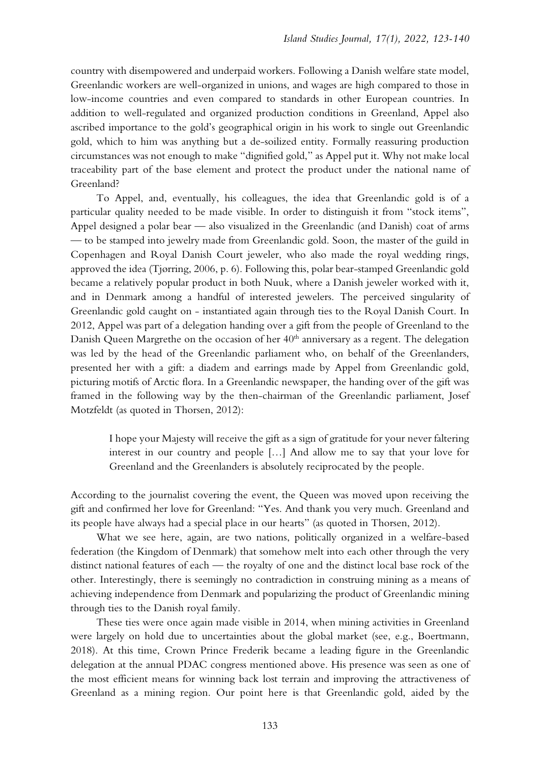country with disempowered and underpaid workers. Following a Danish welfare state model, Greenlandic workers are well-organized in unions, and wages are high compared to those in low-income countries and even compared to standards in other European countries. In addition to well-regulated and organized production conditions in Greenland, Appel also ascribed importance to the gold's geographical origin in his work to single out Greenlandic gold, which to him was anything but a de-soilized entity. Formally reassuring production circumstances was not enough to make "dignified gold," as Appel put it. Why not make local traceability part of the base element and protect the product under the national name of Greenland?

To Appel, and, eventually, his colleagues, the idea that Greenlandic gold is of a particular quality needed to be made visible. In order to distinguish it from "stock items", Appel designed a polar bear — also visualized in the Greenlandic (and Danish) coat of arms — to be stamped into jewelry made from Greenlandic gold. Soon, the master of the guild in Copenhagen and Royal Danish Court jeweler, who also made the royal wedding rings, approved the idea (Tjørring, 2006, p. 6). Following this, polar bear-stamped Greenlandic gold became a relatively popular product in both Nuuk, where a Danish jeweler worked with it, and in Denmark among a handful of interested jewelers. The perceived singularity of Greenlandic gold caught on - instantiated again through ties to the Royal Danish Court. In 2012, Appel was part of a delegation handing over a gift from the people of Greenland to the Danish Queen Margrethe on the occasion of her 40th anniversary as a regent. The delegation was led by the head of the Greenlandic parliament who, on behalf of the Greenlanders, presented her with a gift: a diadem and earrings made by Appel from Greenlandic gold, picturing motifs of Arctic flora. In a Greenlandic newspaper, the handing over of the gift was framed in the following way by the then-chairman of the Greenlandic parliament, Josef Motzfeldt (as quoted in Thorsen, 2012):

> I hope your Majesty will receive the gift as a sign of gratitude for your never faltering interest in our country and people […] And allow me to say that your love for Greenland and the Greenlanders is absolutely reciprocated by the people.

According to the journalist covering the event, the Queen was moved upon receiving the gift and confirmed her love for Greenland: "Yes. And thank you very much. Greenland and its people have always had a special place in our hearts" (as quoted in Thorsen, 2012).

What we see here, again, are two nations, politically organized in a welfare-based federation (the Kingdom of Denmark) that somehow melt into each other through the very distinct national features of each — the royalty of one and the distinct local base rock of the other. Interestingly, there is seemingly no contradiction in construing mining as a means of achieving independence from Denmark and popularizing the product of Greenlandic mining through ties to the Danish royal family.

These ties were once again made visible in 2014, when mining activities in Greenland were largely on hold due to uncertainties about the global market (see, e.g., Boertmann, 2018). At this time, Crown Prince Frederik became a leading figure in the Greenlandic delegation at the annual PDAC congress mentioned above. His presence was seen as one of the most efficient means for winning back lost terrain and improving the attractiveness of Greenland as a mining region. Our point here is that Greenlandic gold, aided by the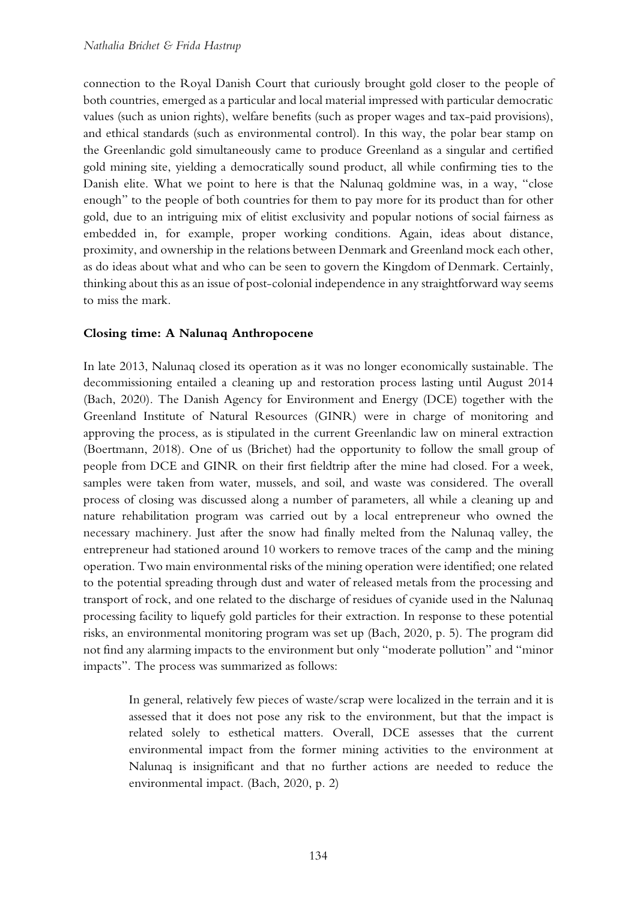connection to the Royal Danish Court that curiously brought gold closer to the people of both countries, emerged as a particular and local material impressed with particular democratic values (such as union rights), welfare benefits (such as proper wages and tax-paid provisions), and ethical standards (such as environmental control). In this way, the polar bear stamp on the Greenlandic gold simultaneously came to produce Greenland as a singular and certified gold mining site, yielding a democratically sound product, all while confirming ties to the Danish elite. What we point to here is that the Nalunaq goldmine was, in a way, "close enough" to the people of both countries for them to pay more for its product than for other gold, due to an intriguing mix of elitist exclusivity and popular notions of social fairness as embedded in, for example, proper working conditions. Again, ideas about distance, proximity, and ownership in the relations between Denmark and Greenland mock each other, as do ideas about what and who can be seen to govern the Kingdom of Denmark. Certainly, thinking about this as an issue of post-colonial independence in any straightforward way seems to miss the mark.

## Closing time: A Nalunaq Anthropocene

In late 2013, Nalunaq closed its operation as it was no longer economically sustainable. The decommissioning entailed a cleaning up and restoration process lasting until August 2014 (Bach, 2020). The Danish Agency for Environment and Energy (DCE) together with the Greenland Institute of Natural Resources (GINR) were in charge of monitoring and approving the process, as is stipulated in the current Greenlandic law on mineral extraction (Boertmann, 2018). One of us (Brichet) had the opportunity to follow the small group of people from DCE and GINR on their first fieldtrip after the mine had closed. For a week, samples were taken from water, mussels, and soil, and waste was considered. The overall process of closing was discussed along a number of parameters, all while a cleaning up and nature rehabilitation program was carried out by a local entrepreneur who owned the necessary machinery. Just after the snow had finally melted from the Nalunaq valley, the entrepreneur had stationed around 10 workers to remove traces of the camp and the mining operation. Two main environmental risks of the mining operation were identified; one related to the potential spreading through dust and water of released metals from the processing and transport of rock, and one related to the discharge of residues of cyanide used in the Nalunaq processing facility to liquefy gold particles for their extraction. In response to these potential risks, an environmental monitoring program was set up (Bach, 2020, p. 5). The program did not find any alarming impacts to the environment but only "moderate pollution" and "minor impacts". The process was summarized as follows:

> In general, relatively few pieces of waste/scrap were localized in the terrain and it is assessed that it does not pose any risk to the environment, but that the impact is related solely to esthetical matters. Overall, DCE assesses that the current environmental impact from the former mining activities to the environment at Nalunaq is insignificant and that no further actions are needed to reduce the environmental impact. (Bach, 2020, p. 2)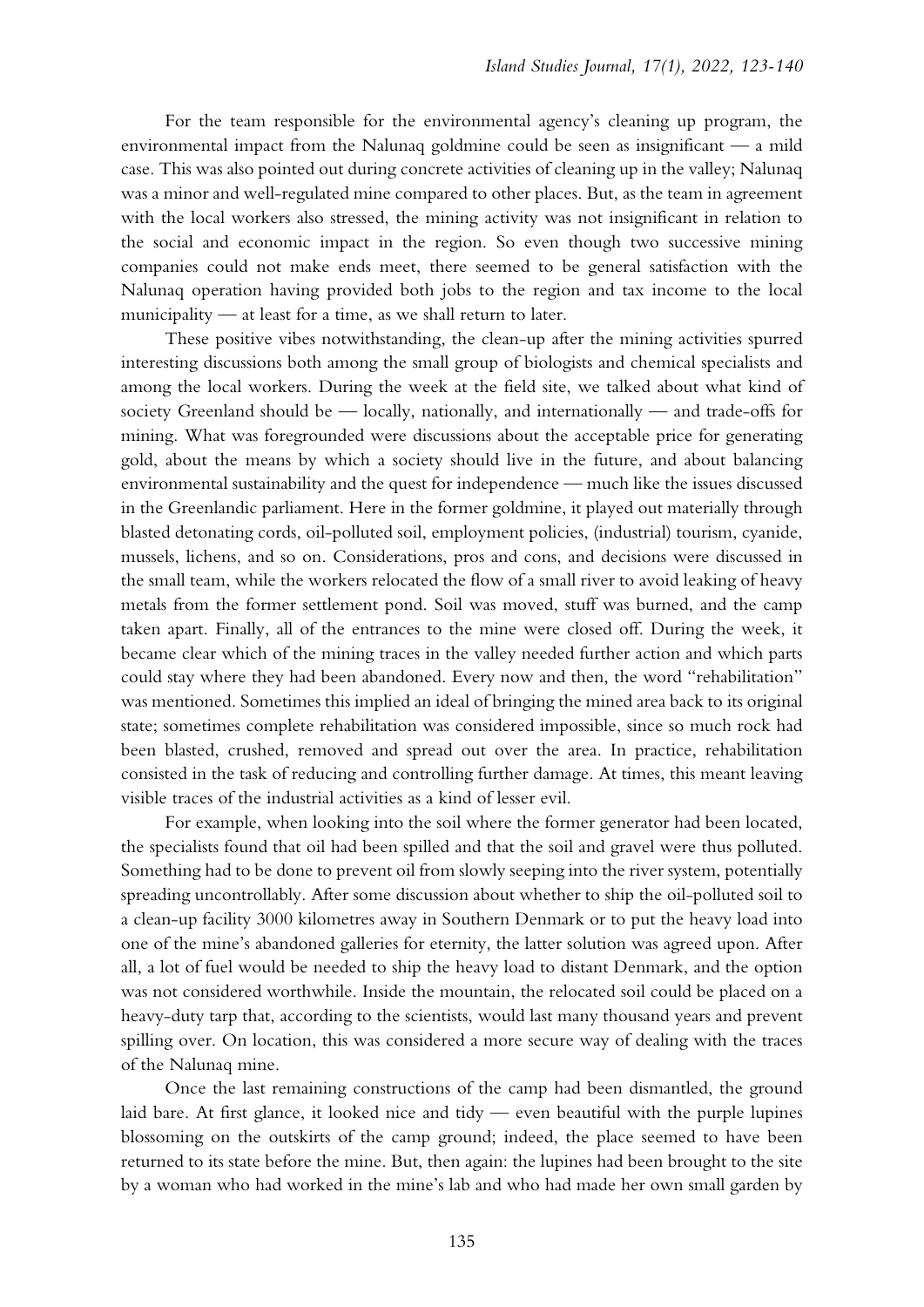For the team responsible for the environmental agency's cleaning up program, the environmental impact from the Nalunaq goldmine could be seen as insignificant — a mild case. This was also pointed out during concrete activities of cleaning up in the valley; Nalunaq was a minor and well-regulated mine compared to other places. But, as the team in agreement with the local workers also stressed, the mining activity was not insignificant in relation to the social and economic impact in the region. So even though two successive mining companies could not make ends meet, there seemed to be general satisfaction with the Nalunaq operation having provided both jobs to the region and tax income to the local municipality — at least for a time, as we shall return to later.

These positive vibes notwithstanding, the clean-up after the mining activities spurred interesting discussions both among the small group of biologists and chemical specialists and among the local workers. During the week at the field site, we talked about what kind of society Greenland should be — locally, nationally, and internationally — and trade-offs for mining. What was foregrounded were discussions about the acceptable price for generating gold, about the means by which a society should live in the future, and about balancing environmental sustainability and the quest for independence — much like the issues discussed in the Greenlandic parliament. Here in the former goldmine, it played out materially through blasted detonating cords, oil-polluted soil, employment policies, (industrial) tourism, cyanide, mussels, lichens, and so on. Considerations, pros and cons, and decisions were discussed in the small team, while the workers relocated the flow of a small river to avoid leaking of heavy metals from the former settlement pond. Soil was moved, stuff was burned, and the camp taken apart. Finally, all of the entrances to the mine were closed off. During the week, it became clear which of the mining traces in the valley needed further action and which parts could stay where they had been abandoned. Every now and then, the word "rehabilitation" was mentioned. Sometimes this implied an ideal of bringing the mined area back to its original state; sometimes complete rehabilitation was considered impossible, since so much rock had been blasted, crushed, removed and spread out over the area. In practice, rehabilitation consisted in the task of reducing and controlling further damage. At times, this meant leaving visible traces of the industrial activities as a kind of lesser evil.

For example, when looking into the soil where the former generator had been located, the specialists found that oil had been spilled and that the soil and gravel were thus polluted. Something had to be done to prevent oil from slowly seeping into the river system, potentially spreading uncontrollably. After some discussion about whether to ship the oil-polluted soil to a clean-up facility 3000 kilometres away in Southern Denmark or to put the heavy load into one of the mine's abandoned galleries for eternity, the latter solution was agreed upon. After all, a lot of fuel would be needed to ship the heavy load to distant Denmark, and the option was not considered worthwhile. Inside the mountain, the relocated soil could be placed on a heavy-duty tarp that, according to the scientists, would last many thousand years and prevent spilling over. On location, this was considered a more secure way of dealing with the traces of the Nalunaq mine.

Once the last remaining constructions of the camp had been dismantled, the ground laid bare. At first glance, it looked nice and tidy — even beautiful with the purple lupines blossoming on the outskirts of the camp ground; indeed, the place seemed to have been returned to its state before the mine. But, then again: the lupines had been brought to the site by a woman who had worked in the mine's lab and who had made her own small garden by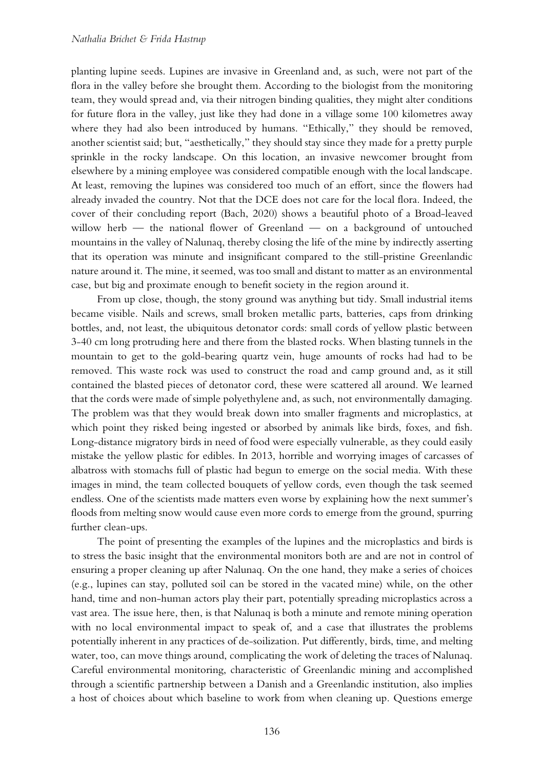planting lupine seeds. Lupines are invasive in Greenland and, as such, were not part of the flora in the valley before she brought them. According to the biologist from the monitoring team, they would spread and, via their nitrogen binding qualities, they might alter conditions for future flora in the valley, just like they had done in a village some 100 kilometres away where they had also been introduced by humans. "Ethically," they should be removed, another scientist said; but, "aesthetically," they should stay since they made for a pretty purple sprinkle in the rocky landscape. On this location, an invasive newcomer brought from elsewhere by a mining employee was considered compatible enough with the local landscape. At least, removing the lupines was considered too much of an effort, since the flowers had already invaded the country. Not that the DCE does not care for the local flora. Indeed, the cover of their concluding report (Bach, 2020) shows a beautiful photo of a Broad-leaved willow herb — the national flower of Greenland — on a background of untouched mountains in the valley of Nalunaq, thereby closing the life of the mine by indirectly asserting that its operation was minute and insignificant compared to the still-pristine Greenlandic nature around it. The mine, it seemed, was too small and distant to matter as an environmental case, but big and proximate enough to benefit society in the region around it.

From up close, though, the stony ground was anything but tidy. Small industrial items became visible. Nails and screws, small broken metallic parts, batteries, caps from drinking bottles, and, not least, the ubiquitous detonator cords: small cords of yellow plastic between 3-40 cm long protruding here and there from the blasted rocks. When blasting tunnels in the mountain to get to the gold-bearing quartz vein, huge amounts of rocks had had to be removed. This waste rock was used to construct the road and camp ground and, as it still contained the blasted pieces of detonator cord, these were scattered all around. We learned that the cords were made of simple polyethylene and, as such, not environmentally damaging. The problem was that they would break down into smaller fragments and microplastics, at which point they risked being ingested or absorbed by animals like birds, foxes, and fish. Long-distance migratory birds in need of food were especially vulnerable, as they could easily mistake the yellow plastic for edibles. In 2013, horrible and worrying images of carcasses of albatross with stomachs full of plastic had begun to emerge on the social media. With these images in mind, the team collected bouquets of yellow cords, even though the task seemed endless. One of the scientists made matters even worse by explaining how the next summer's floods from melting snow would cause even more cords to emerge from the ground, spurring further clean-ups.

The point of presenting the examples of the lupines and the microplastics and birds is to stress the basic insight that the environmental monitors both are and are not in control of ensuring a proper cleaning up after Nalunaq. On the one hand, they make a series of choices (e.g., lupines can stay, polluted soil can be stored in the vacated mine) while, on the other hand, time and non-human actors play their part, potentially spreading microplastics across a vast area. The issue here, then, is that Nalunaq is both a minute and remote mining operation with no local environmental impact to speak of, and a case that illustrates the problems potentially inherent in any practices of de-soilization. Put differently, birds, time, and melting water, too, can move things around, complicating the work of deleting the traces of Nalunaq. Careful environmental monitoring, characteristic of Greenlandic mining and accomplished through a scientific partnership between a Danish and a Greenlandic institution, also implies a host of choices about which baseline to work from when cleaning up. Questions emerge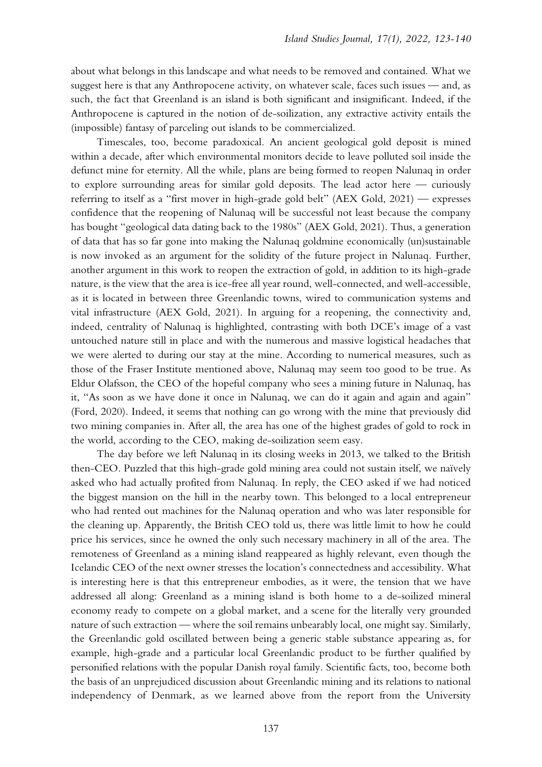about what belongs in this landscape and what needs to be removed and contained. What we suggest here is that any Anthropocene activity, on whatever scale, faces such issues — and, as such, the fact that Greenland is an island is both significant and insignificant. Indeed, if the Anthropocene is captured in the notion of de-soilization, any extractive activity entails the (impossible) fantasy of parceling out islands to be commercialized.

Timescales, too, become paradoxical. An ancient geological gold deposit is mined within a decade, after which environmental monitors decide to leave polluted soil inside the defunct mine for eternity. All the while, plans are being formed to reopen Nalunaq in order to explore surrounding areas for similar gold deposits. The lead actor here — curiously referring to itself as a "first mover in high-grade gold belt" (AEX Gold, 2021) — expresses confidence that the reopening of Nalunaq will be successful not least because the company has bought "geological data dating back to the 1980s" (AEX Gold, 2021). Thus, a generation of data that has so far gone into making the Nalunaq goldmine economically (un)sustainable is now invoked as an argument for the solidity of the future project in Nalunaq. Further, another argument in this work to reopen the extraction of gold, in addition to its high-grade nature, is the view that the area is ice-free all year round, well-connected, and well-accessible, as it is located in between three Greenlandic towns, wired to communication systems and vital infrastructure (AEX Gold, 2021). In arguing for a reopening, the connectivity and, indeed, centrality of Nalunaq is highlighted, contrasting with both DCE's image of a vast untouched nature still in place and with the numerous and massive logistical headaches that we were alerted to during our stay at the mine. According to numerical measures, such as those of the Fraser Institute mentioned above, Nalunaq may seem too good to be true. As Eldur Olafsson, the CEO of the hopeful company who sees a mining future in Nalunaq, has it, "As soon as we have done it once in Nalunaq, we can do it again and again and again" (Ford, 2020). Indeed, it seems that nothing can go wrong with the mine that previously did two mining companies in. After all, the area has one of the highest grades of gold to rock in the world, according to the CEO, making de-soilization seem easy.

The day before we left Nalunaq in its closing weeks in 2013, we talked to the British then-CEO. Puzzled that this high-grade gold mining area could not sustain itself, we naïvely asked who had actually profited from Nalunaq. In reply, the CEO asked if we had noticed the biggest mansion on the hill in the nearby town. This belonged to a local entrepreneur who had rented out machines for the Nalunaq operation and who was later responsible for the cleaning up. Apparently, the British CEO told us, there was little limit to how he could price his services, since he owned the only such necessary machinery in all of the area. The remoteness of Greenland as a mining island reappeared as highly relevant, even though the Icelandic CEO of the next owner stresses the location's connectedness and accessibility. What is interesting here is that this entrepreneur embodies, as it were, the tension that we have addressed all along: Greenland as a mining island is both home to a de-soilized mineral economy ready to compete on a global market, and a scene for the literally very grounded nature of such extraction — where the soil remains unbearably local, one might say. Similarly, the Greenlandic gold oscillated between being a generic stable substance appearing as, for example, high-grade and a particular local Greenlandic product to be further qualified by personified relations with the popular Danish royal family. Scientific facts, too, become both the basis of an unprejudiced discussion about Greenlandic mining and its relations to national independency of Denmark, as we learned above from the report from the University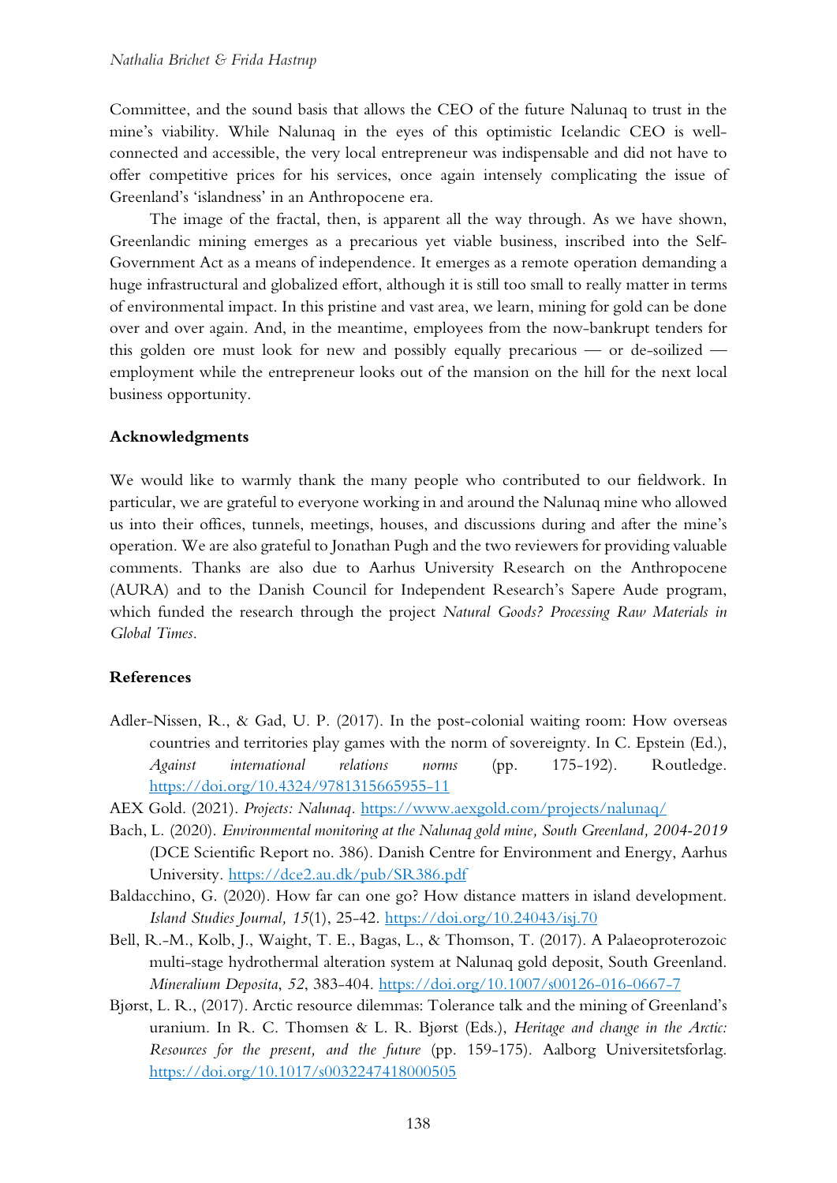Committee, and the sound basis that allows the CEO of the future Nalunaq to trust in the mine's viability. While Nalunaq in the eyes of this optimistic Icelandic CEO is well-connected and accessible, the very local entrepreneur was indispensable and did not have to offer competitive prices for his services, once again intensely complicating the issue of Greenland's 'islandness' in an Anthropocene era.

The image of the fractal, then, is apparent all the way through. As we have shown, Greenlandic mining emerges as a precarious yet viable business, inscribed into the Self-Government Act as a means of independence. It emerges as a remote operation demanding a huge infrastructural and globalized effort, although it is still too small to really matter in terms of environmental impact. In this pristine and vast area, we learn, mining for gold can be done over and over again. And, in the meantime, employees from the now-bankrupt tenders for this golden ore must look for new and possibly equally precarious — or de-soilized — employment while the entrepreneur looks out of the mansion on the hill for the next local business opportunity.

## Acknowledgments

We would like to warmly thank the many people who contributed to our fieldwork. In particular, we are grateful to everyone working in and around the Nalunaq mine who allowed us into their offices, tunnels, meetings, houses, and discussions during and after the mine's operation. We are also grateful to Jonathan Pugh and the two reviewers for providing valuable comments. Thanks are also due to Aarhus University Research on the Anthropocene (AURA) and to the Danish Council for Independent Research's Sapere Aude program, which funded the research through the project *Natural Goods? Processing Raw Materials in Global Times*.

## References

Adler-Nissen, R., & Gad, U. P. (2017). In the post-colonial waiting room: How overseas countries and territories play games with the norm of sovereignty. In C. Epstein (Ed.), *Against international relations norms* (pp. 175-192). Routledge. https://doi.org/10.4324/9781315665955-11

AEX Gold. (2021). *Projects: Nalunaq*. https://www.aexgold.com/projects/nalunaq/

Bach, L. (2020). *Environmental monitoring at the Nalunaq gold mine, South Greenland, 2004-2019* (DCE Scientific Report no. 386). Danish Centre for Environment and Energy, Aarhus University. https://dce2.au.dk/pub/SR386.pdf

Baldacchino, G. (2020). How far can one go? How distance matters in island development. *Island Studies Journal, 15*(1), 25-42. https://doi.org/10.24043/isj.70

Bell, R.-M., Kolb, J., Waight, T. E., Bagas, L., & Thomson, T. (2017). A Palaeoproterozoic multi-stage hydrothermal alteration system at Nalunaq gold deposit, South Greenland. *Mineralium Deposita*, *52*, 383-404. https://doi.org/10.1007/s00126-016-0667-7

Bjørst, L. R., (2017). Arctic resource dilemmas: Tolerance talk and the mining of Greenland's uranium. In R. C. Thomsen & L. R. Bjørst (Eds.), *Heritage and change in the Arctic: Resources for the present, and the future* (pp. 159-175). Aalborg Universitetsforlag. https://doi.org/10.1017/s0032247418000505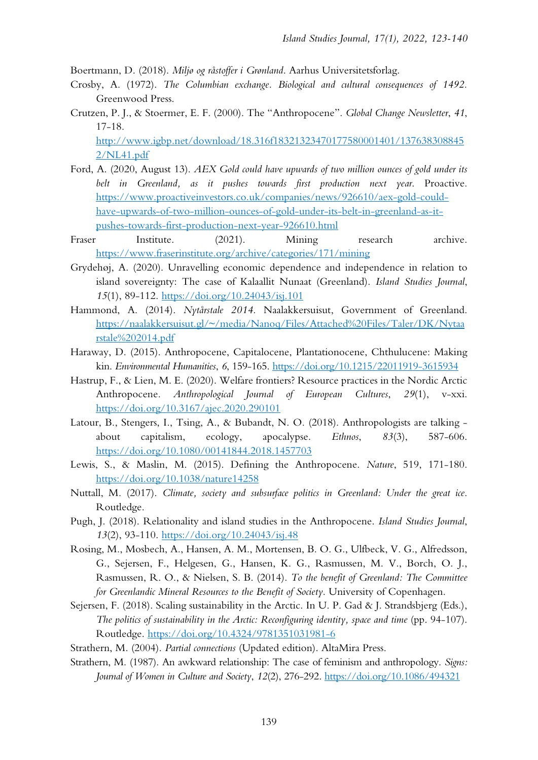Boertmann, D. (2018). *Miljø og råstoffer i Grønland*. Aarhus Universitetsforlag.

Crosby, A. (1972). *The Columbian exchange. Biological and cultural consequences of 1492*. Greenwood Press.

Crutzen, P. J., & Stoermer, E. F. (2000). The "Anthropocene". *Global Change Newsletter*, *41*, 17-18. http://www.igbp.net/download/18.316f18321323470177580001401/1376383088452/NL41.pdf

Ford, A. (2020, August 13). *AEX Gold could have upwards of two million ounces of gold under its belt in Greenland, as it pushes towards first production next year*. Proactive. https://www.proactiveinvestors.co.uk/companies/news/926610/aex-gold-could-have-upwards-of-two-million-ounces-of-gold-under-its-belt-in-greenland-as-it-pushes-towards-first-production-next-year-926610.html

Fraser Institute. (2021). Mining research archive. https://www.fraserinstitute.org/archive/categories/171/mining

Grydehøj, A. (2020). Unravelling economic dependence and independence in relation to island sovereignty: The case of Kalaallit Nunaat (Greenland). *Island Studies Journal*, *15*(1), 89-112. https://doi.org/10.24043/isj.101

Hammond, A. (2014). *Nytårstale 2014*. Naalakkersuisut, Government of Greenland. https://naalakkersuisut.gl/~/media/Nanoq/Files/Attached%20Files/Taler/DK/Nytaarstale%202014.pdf

Haraway, D. (2015). Anthropocene, Capitalocene, Plantationocene, Chthulucene: Making kin. *Environmental Humanities*, *6*, 159-165. https://doi.org/10.1215/22011919-3615934

Hastrup, F., & Lien, M. E. (2020). Welfare frontiers? Resource practices in the Nordic Arctic Anthropocene. *Anthropological Journal of European Cultures*, *29*(1), v-xxi. https://doi.org/10.3167/ajec.2020.290101

Latour, B., Stengers, I., Tsing, A., & Bubandt, N. O. (2018). Anthropologists are talking - about capitalism, ecology, apocalypse. *Ethnos*, *83*(3), 587-606. https://doi.org/10.1080/00141844.2018.1457703

Lewis, S., & Maslin, M. (2015). Defining the Anthropocene. *Nature*, 519, 171-180. https://doi.org/10.1038/nature14258

Nuttall, M. (2017). *Climate, society and subsurface politics in Greenland: Under the great ice*. Routledge.

Pugh, J. (2018). Relationality and island studies in the Anthropocene. *Island Studies Journal*, *13*(2), 93-110. https://doi.org/10.24043/isj.48

Rosing, M., Mosbech, A., Hansen, A. M., Mortensen, B. O. G., Ulfbeck, V. G., Alfredsson, G., Sejersen, F., Helgesen, G., Hansen, K. G., Rasmussen, M. V., Borch, O. J., Rasmussen, R. O., & Nielsen, S. B. (2014). *To the benefit of Greenland: The Committee for Greenlandic Mineral Resources to the Benefit of Society*. University of Copenhagen.

Sejersen, F. (2018). Scaling sustainability in the Arctic. In U. P. Gad & J. Strandsbjerg (Eds.), *The politics of sustainability in the Arctic: Reconfiguring identity, space and time* (pp. 94-107). Routledge. https://doi.org/10.4324/9781351031981-6

Strathern, M. (2004). *Partial connections* (Updated edition). AltaMira Press.

Strathern, M. (1987). An awkward relationship: The case of feminism and anthropology. *Signs: Journal of Women in Culture and Society*, *12*(2), 276-292. https://doi.org/10.1086/494321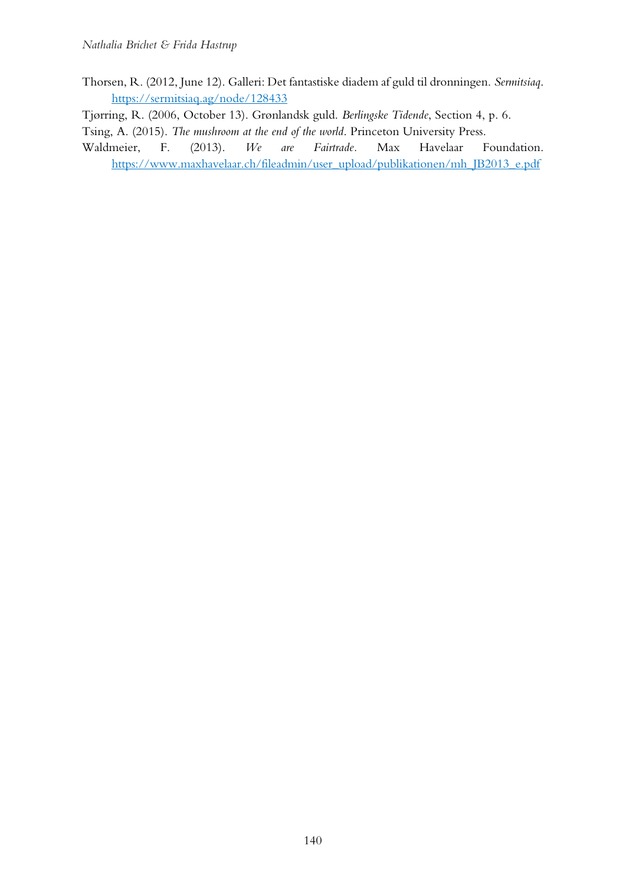Thorsen, R. (2012, June 12). Galleri: Det fantastiske diadem af guld til dronningen. *Sermitsiaq*. https://sermitsiaq.ag/node/128433

Tjørring, R. (2006, October 13). Grønlandsk guld. *Berlingske Tidende*, Section 4, p. 6.

Tsing, A. (2015). *The mushroom at the end of the world*. Princeton University Press.

Waldmeier, F. (2013). *We are Fairtrade*. Max Havelaar Foundation. https://www.maxhavelaar.ch/fileadmin/user_upload/publikationen/mh_JB2013_e.pdf